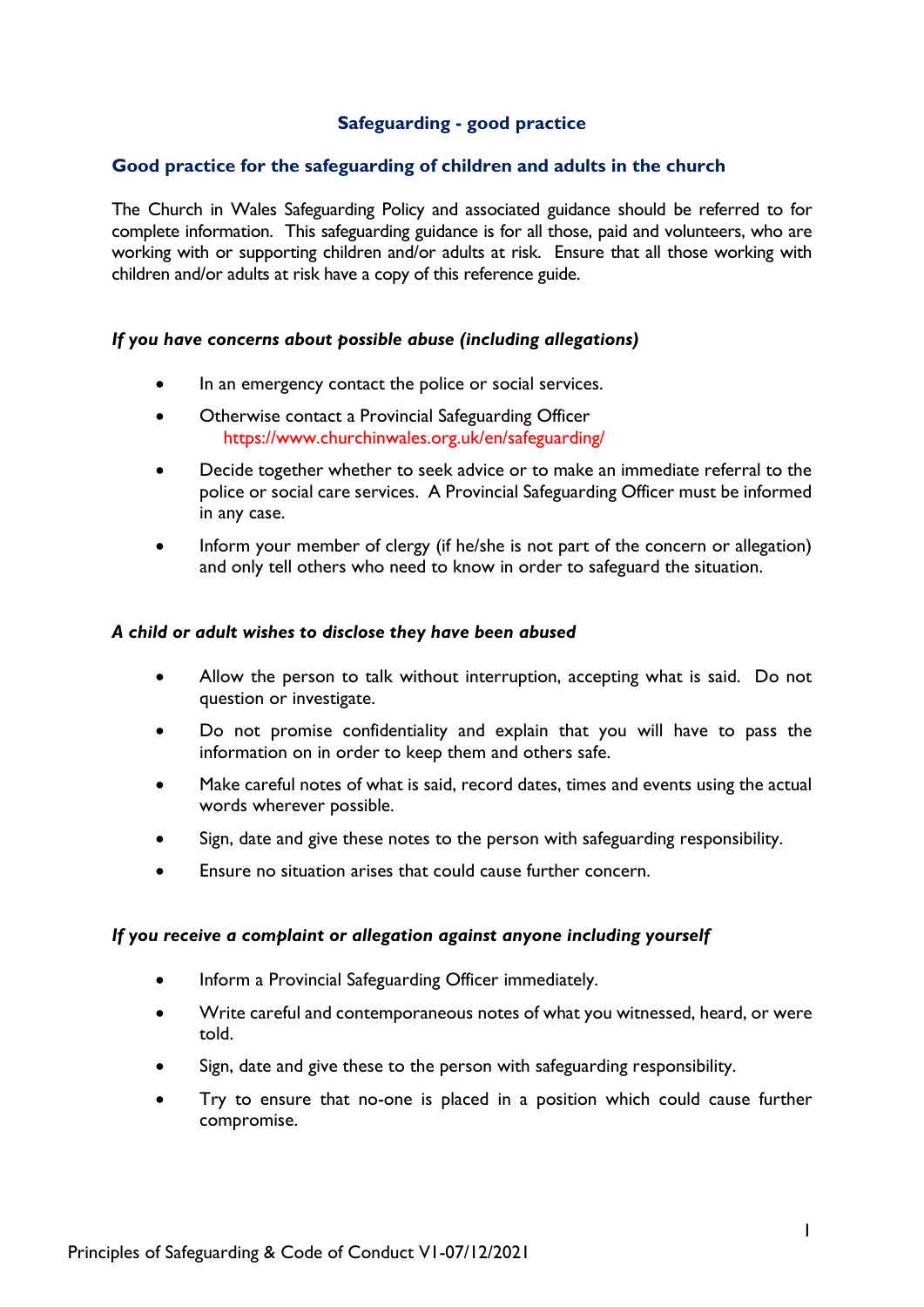# Safeguarding - good practice

## Good practice for the safeguarding of children and adults in the church

The Church in Wales Safeguarding Policy and associated guidance should be referred to for complete information. This safeguarding guidance is for all those, paid and volunteers, who are working with or supporting children and/or adults at risk. Ensure that all those working with children and/or adults at risk have a copy of this reference guide.

### *If you have concerns about possible abuse (including allegations)*

- In an emergency contact the police or social services.
- Otherwise contact a Provincial Safeguarding Officer https://www.churchinwales.org.uk/en/safeguarding/
- Decide together whether to seek advice or to make an immediate referral to the police or social care services. A Provincial Safeguarding Officer must be informed in any case.
- Inform your member of clergy (if he/she is not part of the concern or allegation) and only tell others who need to know in order to safeguard the situation.

### *A child or adult wishes to disclose they have been abused*

- Allow the person to talk without interruption, accepting what is said. Do not question or investigate.
- Do not promise confidentiality and explain that you will have to pass the information on in order to keep them and others safe.
- Make careful notes of what is said, record dates, times and events using the actual words wherever possible.
- Sign, date and give these notes to the person with safeguarding responsibility.
- Ensure no situation arises that could cause further concern.

### *If you receive a complaint or allegation against anyone including yourself*

- Inform a Provincial Safeguarding Officer immediately.
- Write careful and contemporaneous notes of what you witnessed, heard, or were told.
- Sign, date and give these to the person with safeguarding responsibility.
- Try to ensure that no-one is placed in a position which could cause further compromise.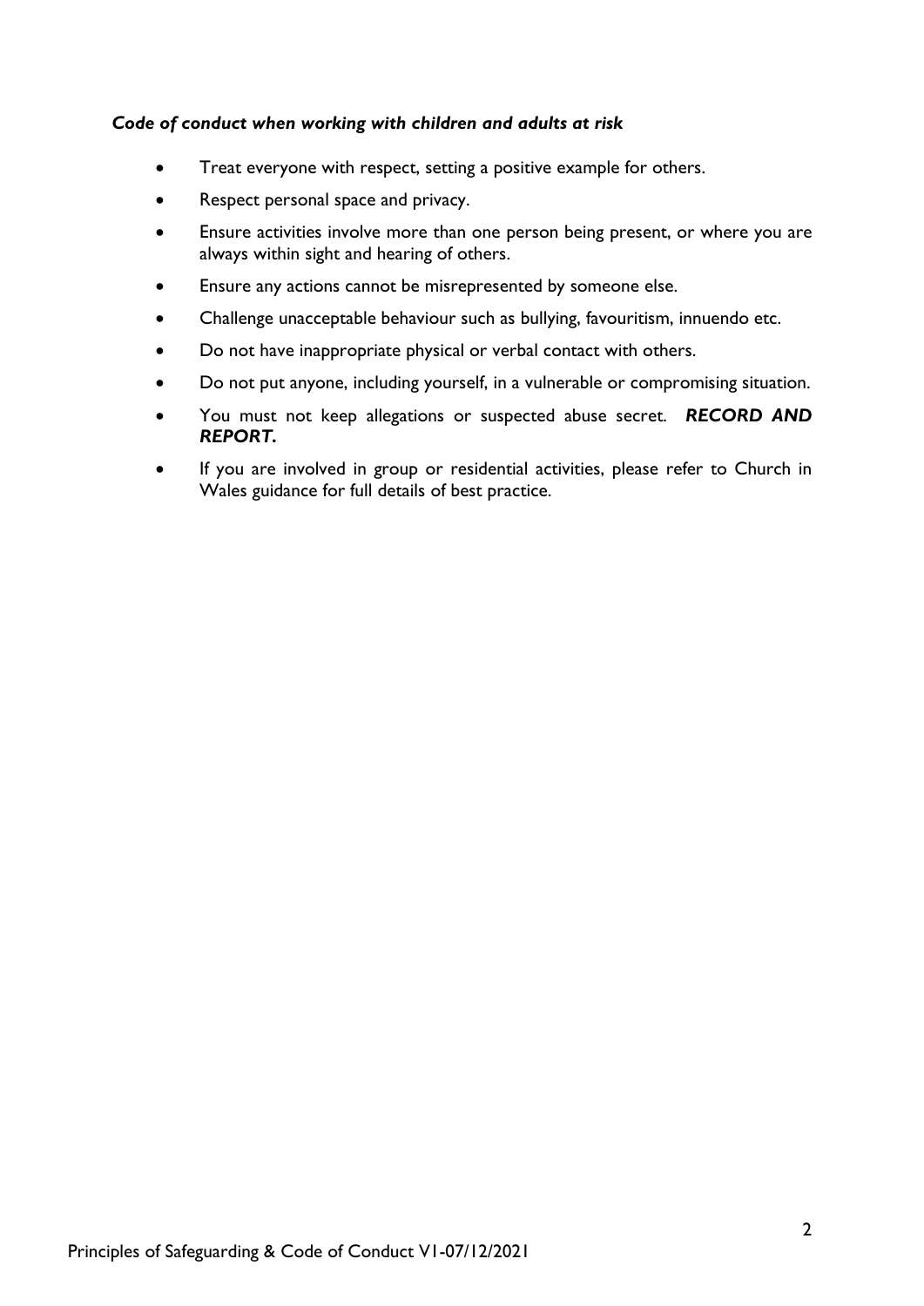***Code of conduct when working with children and adults at risk***

- Treat everyone with respect, setting a positive example for others.
- Respect personal space and privacy.
- Ensure activities involve more than one person being present, or where you are always within sight and hearing of others.
- Ensure any actions cannot be misrepresented by someone else.
- Challenge unacceptable behaviour such as bullying, favouritism, innuendo etc.
- Do not have inappropriate physical or verbal contact with others.
- Do not put anyone, including yourself, in a vulnerable or compromising situation.
- You must not keep allegations or suspected abuse secret. ***RECORD AND REPORT.***
- If you are involved in group or residential activities, please refer to Church in Wales guidance for full details of best practice.